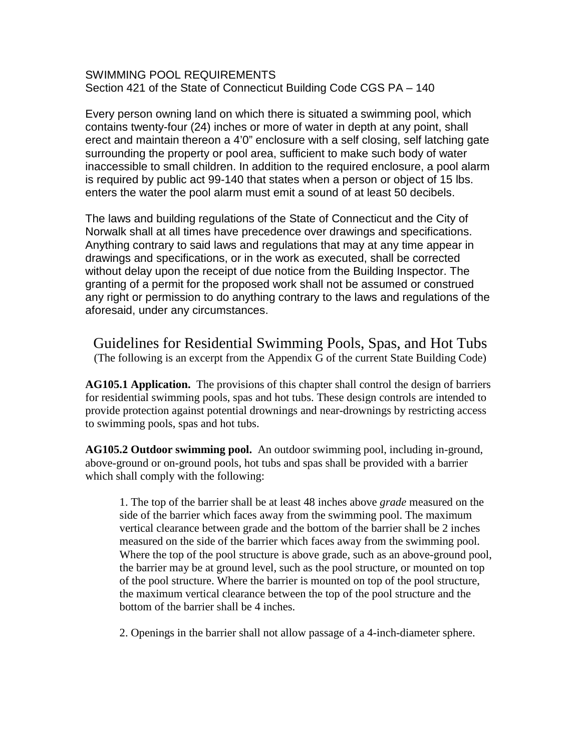SWIMMING POOL REQUIREMENTS
Section 421 of the State of Connecticut Building Code CGS PA – 140

Every person owning land on which there is situated a swimming pool, which contains twenty-four (24) inches or more of water in depth at any point, shall erect and maintain thereon a 4'0" enclosure with a self closing, self latching gate surrounding the property or pool area, sufficient to make such body of water inaccessible to small children. In addition to the required enclosure, a pool alarm is required by public act 99-140 that states when a person or object of 15 lbs. enters the water the pool alarm must emit a sound of at least 50 decibels.

The laws and building regulations of the State of Connecticut and the City of Norwalk shall at all times have precedence over drawings and specifications. Anything contrary to said laws and regulations that may at any time appear in drawings and specifications, or in the work as executed, shall be corrected without delay upon the receipt of due notice from the Building Inspector. The granting of a permit for the proposed work shall not be assumed or construed any right or permission to do anything contrary to the laws and regulations of the aforesaid, under any circumstances.

# Guidelines for Residential Swimming Pools, Spas, and Hot Tubs

(The following is an excerpt from the Appendix G of the current State Building Code)

**AG105.1 Application.** The provisions of this chapter shall control the design of barriers for residential swimming pools, spas and hot tubs. These design controls are intended to provide protection against potential drownings and near-drownings by restricting access to swimming pools, spas and hot tubs.

**AG105.2 Outdoor swimming pool.** An outdoor swimming pool, including in-ground, above-ground or on-ground pools, hot tubs and spas shall be provided with a barrier which shall comply with the following:

1. The top of the barrier shall be at least 48 inches above *grade* measured on the side of the barrier which faces away from the swimming pool. The maximum vertical clearance between grade and the bottom of the barrier shall be 2 inches measured on the side of the barrier which faces away from the swimming pool. Where the top of the pool structure is above grade, such as an above-ground pool, the barrier may be at ground level, such as the pool structure, or mounted on top of the pool structure. Where the barrier is mounted on top of the pool structure, the maximum vertical clearance between the top of the pool structure and the bottom of the barrier shall be 4 inches.

2. Openings in the barrier shall not allow passage of a 4-inch-diameter sphere.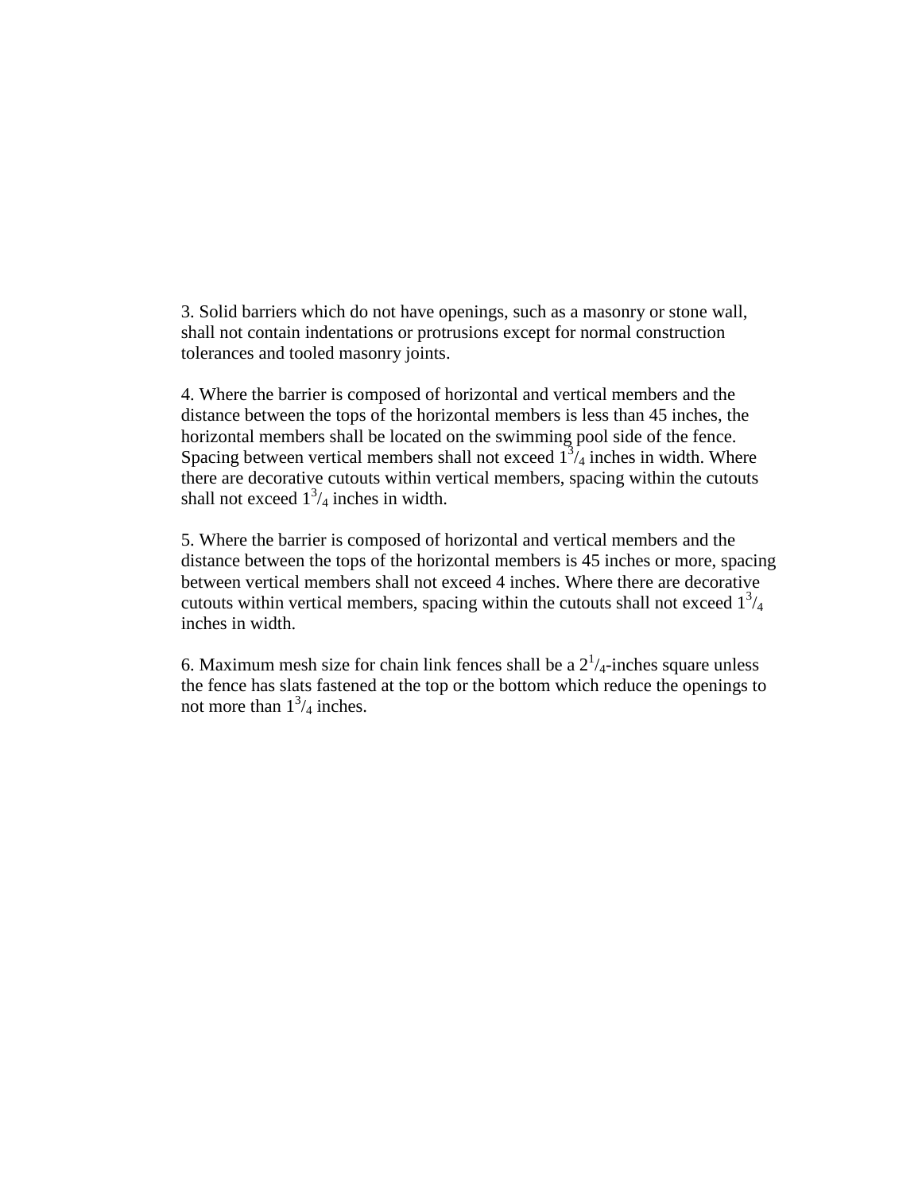3. Solid barriers which do not have openings, such as a masonry or stone wall, shall not contain indentations or protrusions except for normal construction tolerances and tooled masonry joints.

4. Where the barrier is composed of horizontal and vertical members and the distance between the tops of the horizontal members is less than 45 inches, the horizontal members shall be located on the swimming pool side of the fence. Spacing between vertical members shall not exceed $1^3/_4$ inches in width. Where there are decorative cutouts within vertical members, spacing within the cutouts shall not exceed $1^3/_4$ inches in width.

5. Where the barrier is composed of horizontal and vertical members and the distance between the tops of the horizontal members is 45 inches or more, spacing between vertical members shall not exceed 4 inches. Where there are decorative cutouts within vertical members, spacing within the cutouts shall not exceed $1^3/_4$ inches in width.

6. Maximum mesh size for chain link fences shall be a $2^1/_4$-inches square unless the fence has slats fastened at the top or the bottom which reduce the openings to not more than $1^3/_4$ inches.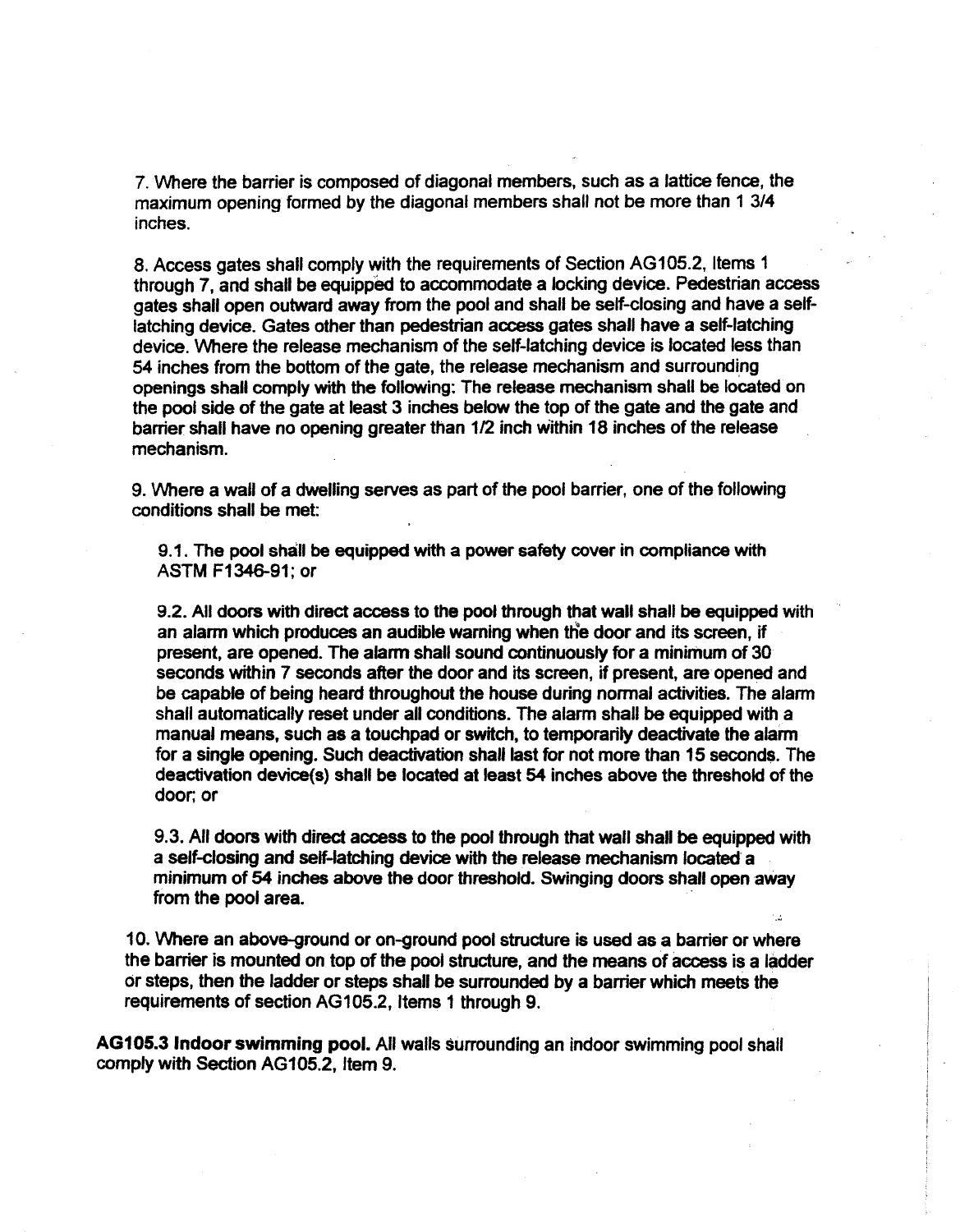7. Where the barrier is composed of diagonal members, such as a lattice fence, the maximum opening formed by the diagonal members shall not be more than 1 3/4 inches.

8. Access gates shall comply with the requirements of Section AG105.2, Items 1 through 7, and shall be equipped to accommodate a locking device. Pedestrian access gates shall open outward away from the pool and shall be self-closing and have a self-latching device. Gates other than pedestrian access gates shall have a self-latching device. Where the release mechanism of the self-latching device is located less than 54 inches from the bottom of the gate, the release mechanism and surrounding openings shall comply with the following: The release mechanism shall be located on the pool side of the gate at least 3 inches below the top of the gate and the gate and barrier shall have no opening greater than 1/2 inch within 18 inches of the release mechanism.

9. Where a wall of a dwelling serves as part of the pool barrier, one of the following conditions shall be met:

   9.1. The pool shall be equipped with a power safety cover in compliance with ASTM F1346-91; or

   9.2. All doors with direct access to the pool through that wall shall be equipped with an alarm which produces an audible warning when the door and its screen, if present, are opened. The alarm shall sound continuously for a minimum of 30 seconds within 7 seconds after the door and its screen, if present, are opened and be capable of being heard throughout the house during normal activities. The alarm shall automatically reset under all conditions. The alarm shall be equipped with a manual means, such as a touchpad or switch, to temporarily deactivate the alarm for a single opening. Such deactivation shall last for not more than 15 seconds. The deactivation device(s) shall be located at least 54 inches above the threshold of the door; or

   9.3. All doors with direct access to the pool through that wall shall be equipped with a self-closing and self-latching device with the release mechanism located a minimum of 54 inches above the door threshold. Swinging doors shall open away from the pool area.

10. Where an above-ground or on-ground pool structure is used as a barrier or where the barrier is mounted on top of the pool structure, and the means of access is a ladder or steps, then the ladder or steps shall be surrounded by a barrier which meets the requirements of section AG105.2, Items 1 through 9.

**AG105.3 Indoor swimming pool.** All walls surrounding an indoor swimming pool shall comply with Section AG105.2, Item 9.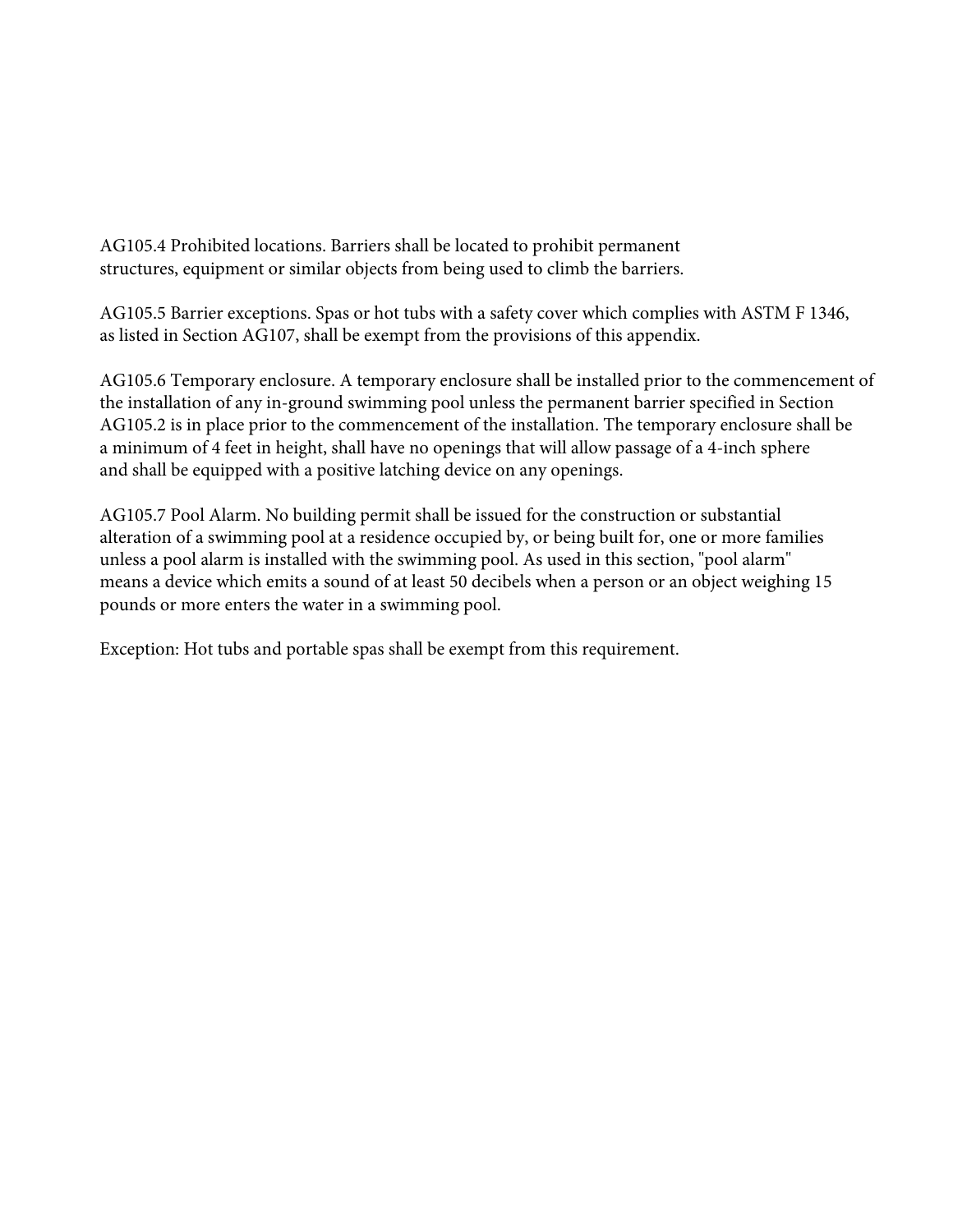AG105.4 Prohibited locations. Barriers shall be located to prohibit permanent structures, equipment or similar objects from being used to climb the barriers.

AG105.5 Barrier exceptions. Spas or hot tubs with a safety cover which complies with ASTM F 1346, as listed in Section AG107, shall be exempt from the provisions of this appendix.

AG105.6 Temporary enclosure. A temporary enclosure shall be installed prior to the commencement of the installation of any in-ground swimming pool unless the permanent barrier specified in Section AG105.2 is in place prior to the commencement of the installation. The temporary enclosure shall be a minimum of 4 feet in height, shall have no openings that will allow passage of a 4-inch sphere and shall be equipped with a positive latching device on any openings.

AG105.7 Pool Alarm. No building permit shall be issued for the construction or substantial alteration of a swimming pool at a residence occupied by, or being built for, one or more families unless a pool alarm is installed with the swimming pool. As used in this section, "pool alarm" means a device which emits a sound of at least 50 decibels when a person or an object weighing 15 pounds or more enters the water in a swimming pool.

Exception: Hot tubs and portable spas shall be exempt from this requirement.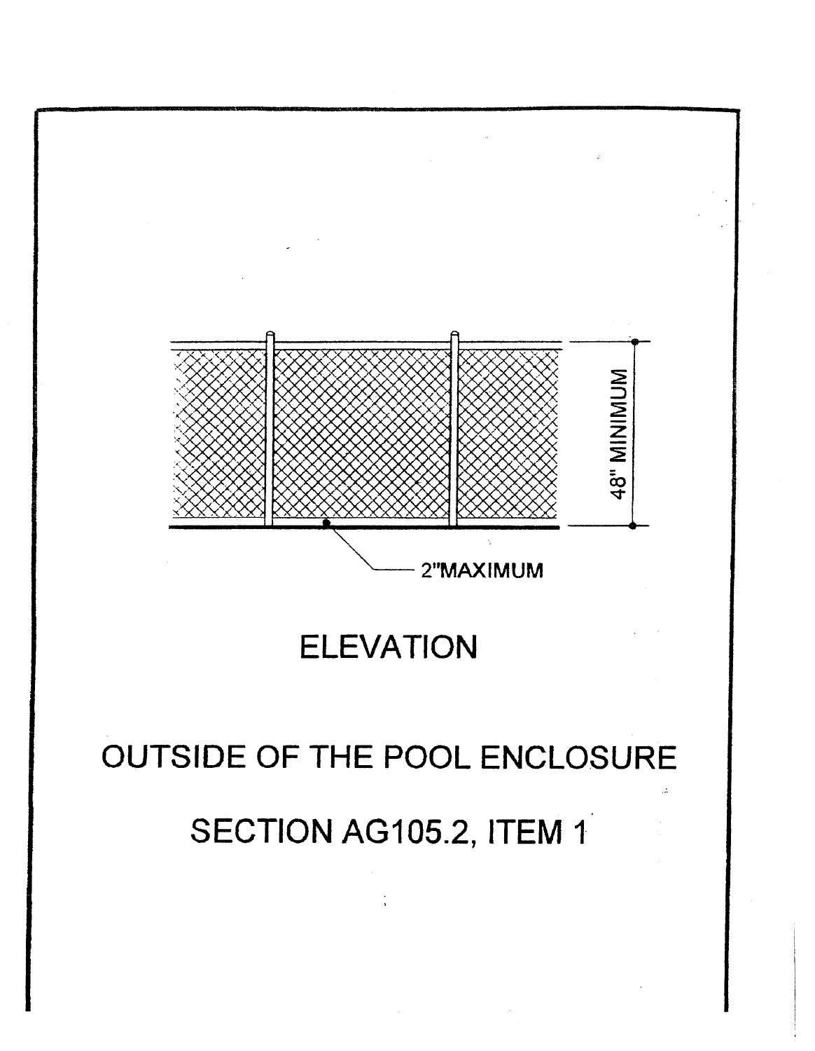48" MINIMUM

2"MAXIMUM

ELEVATION

OUTSIDE OF THE POOL ENCLOSURE

SECTION AG105.2, ITEM 1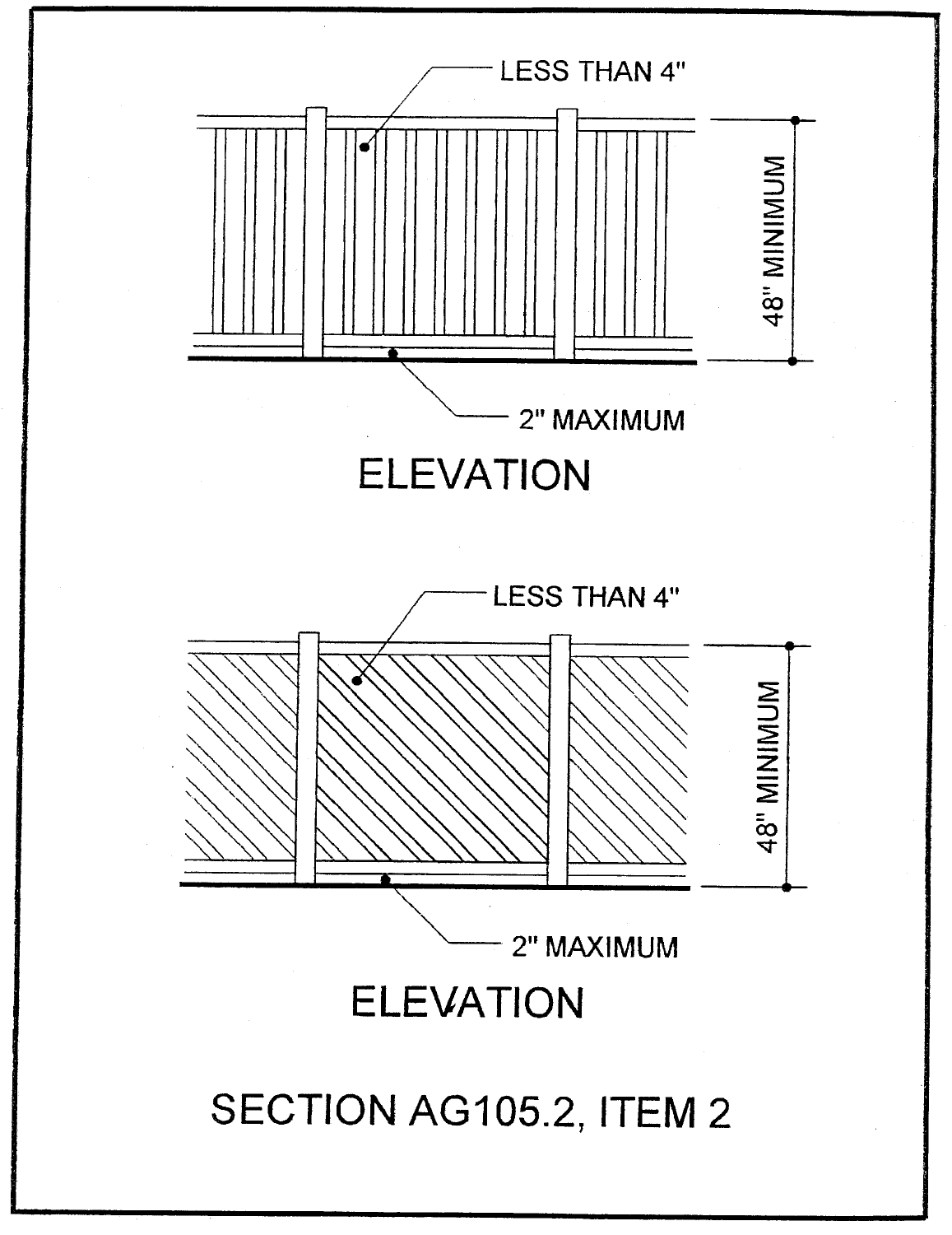LESS THAN 4"

48" MINIMUM

2" MAXIMUM

ELEVATION

LESS THAN 4"

48" MINIMUM

2" MAXIMUM

ELEVATION

SECTION AG105.2, ITEM 2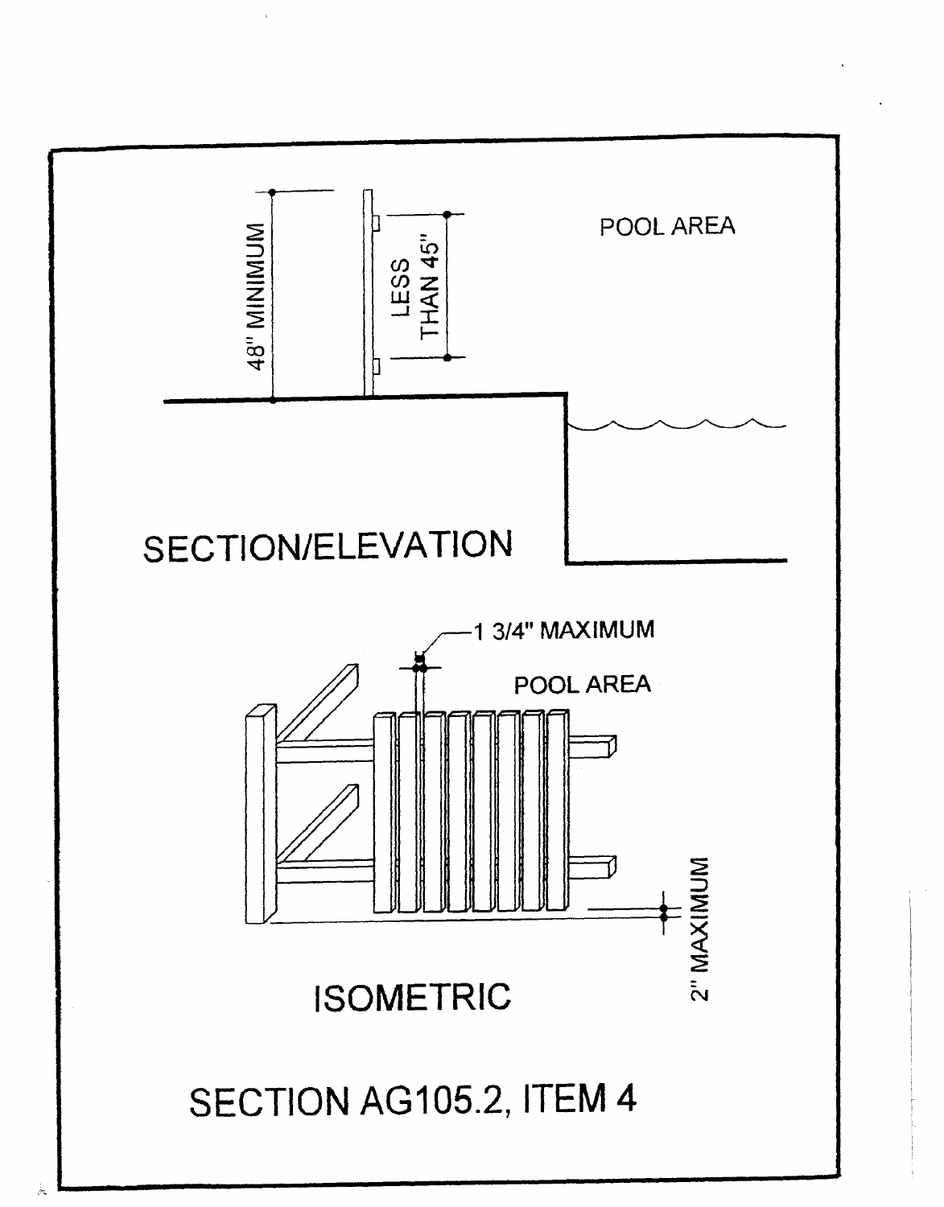48" MINIMUM

LESS THAN 45"

POOL AREA

SECTION/ELEVATION

1 3/4" MAXIMUM

POOL AREA

2" MAXIMUM

ISOMETRIC

SECTION AG105.2, ITEM 4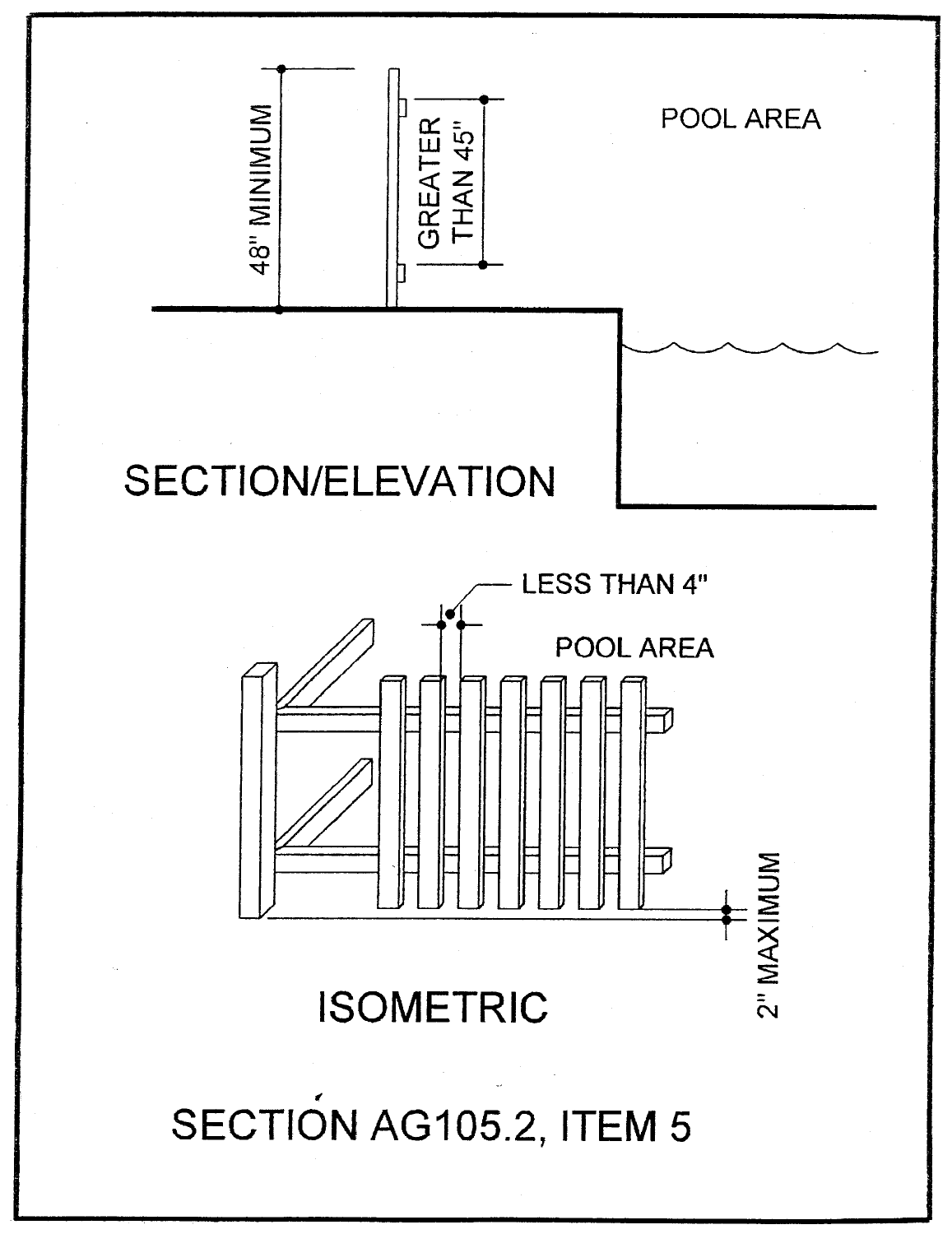POOL AREA

48" MINIMUM

GREATER THAN 45"

SECTION/ELEVATION

LESS THAN 4"

POOL AREA

2" MAXIMUM

ISOMETRIC

SECTION AG105.2, ITEM 5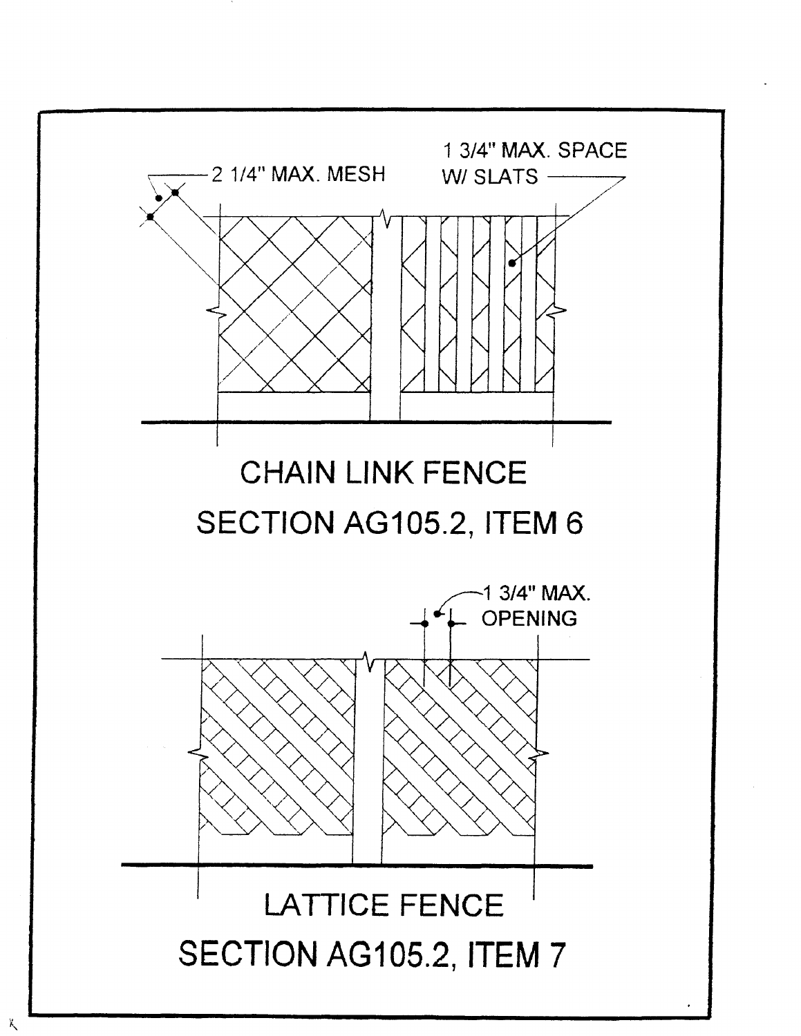2 1/4" MAX. MESH

1 3/4" MAX. SPACE W/ SLATS

CHAIN LINK FENCE

SECTION AG105.2, ITEM 6

1 3/4" MAX. OPENING

LATTICE FENCE

SECTION AG105.2, ITEM 7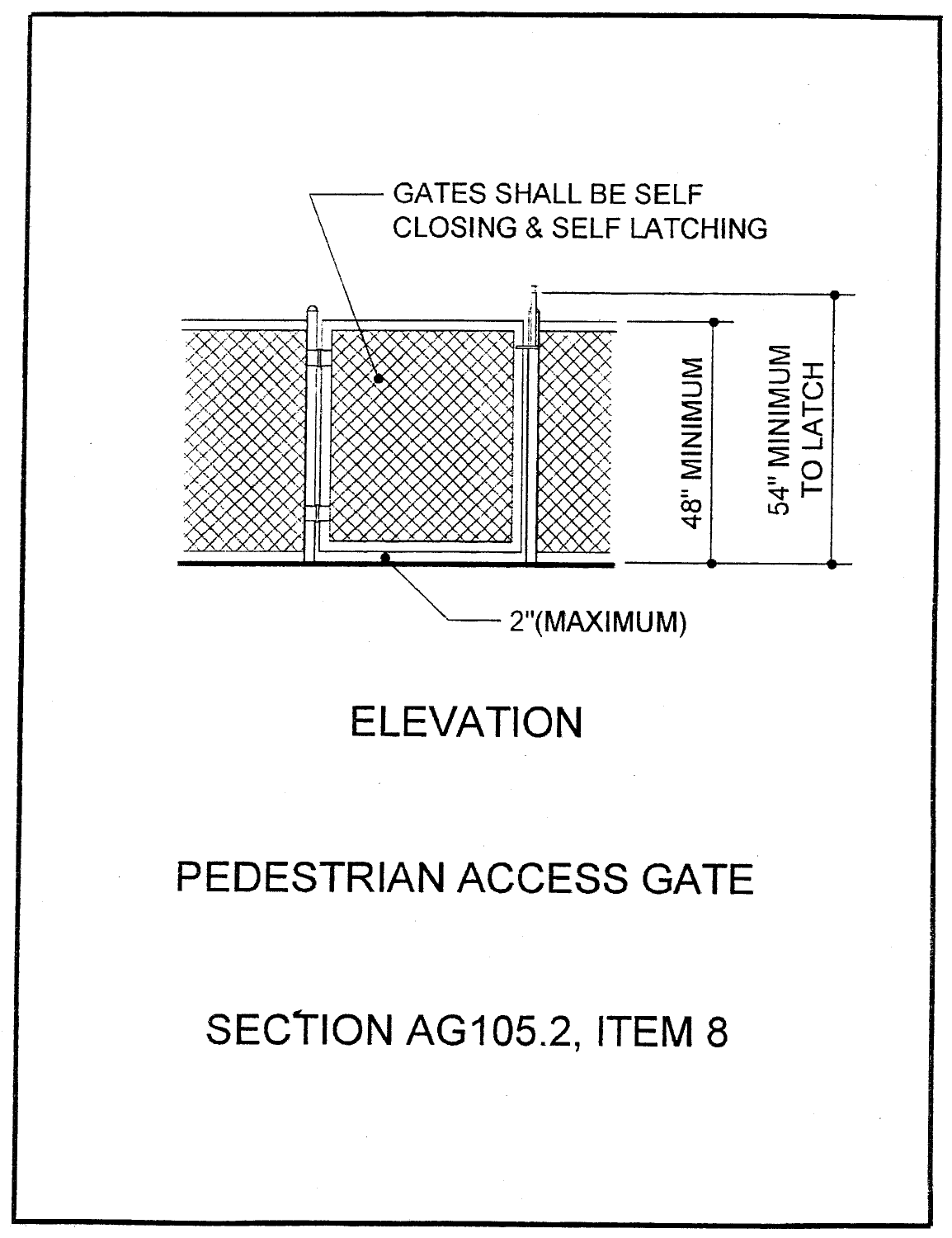GATES SHALL BE SELF CLOSING & SELF LATCHING

48" MINIMUM

54" MINIMUM TO LATCH

2"(MAXIMUM)

ELEVATION

PEDESTRIAN ACCESS GATE

SECTION AG105.2, ITEM 8